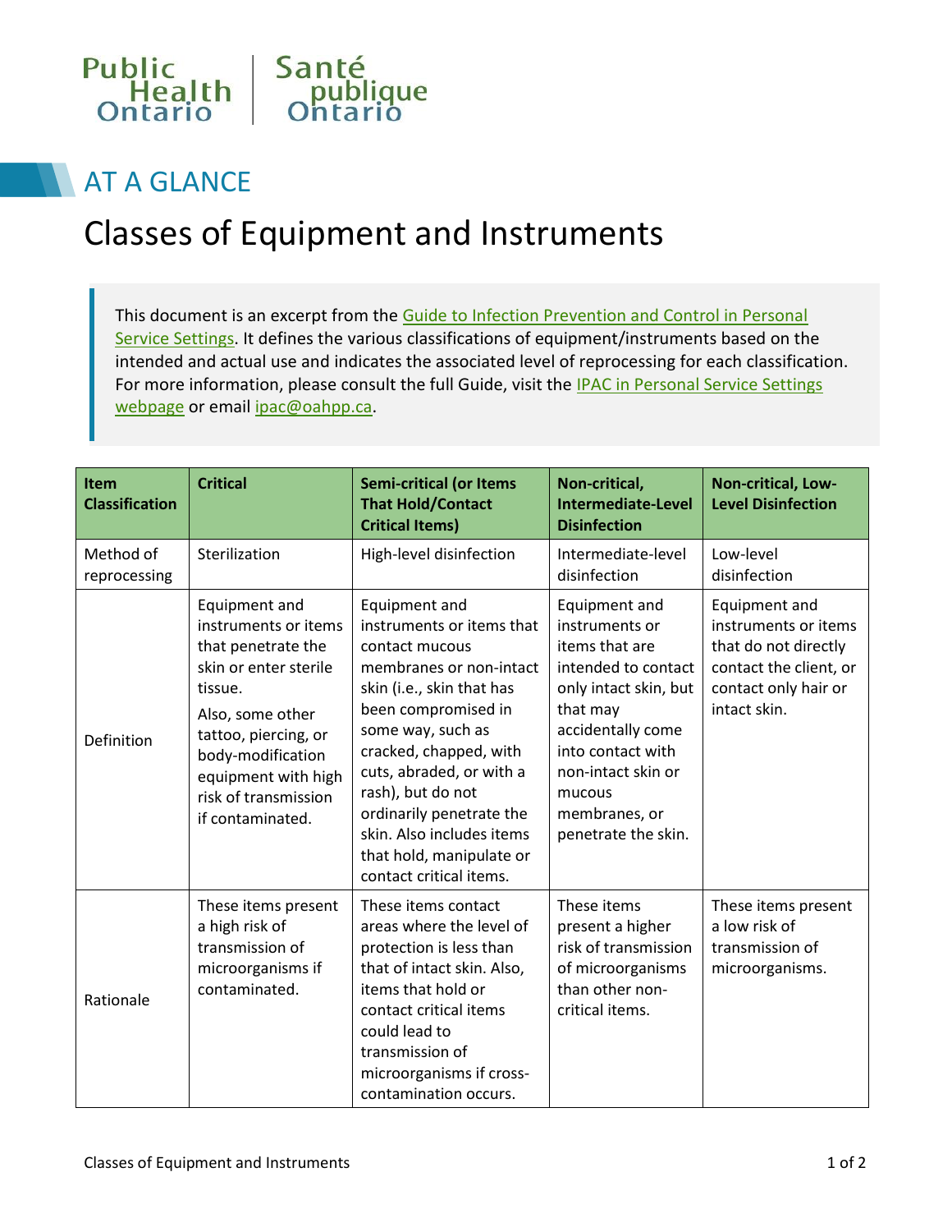Public Health Ontario | Santé publique Ontario

## AT A GLANCE

# Classes of Equipment and Instruments

This document is an excerpt from the Guide to Infection Prevention and Control in Personal Service Settings. It defines the various classifications of equipment/instruments based on the intended and actual use and indicates the associated level of reprocessing for each classification. For more information, please consult the full Guide, visit the IPAC in Personal Service Settings webpage or email ipac@oahpp.ca.

| Item Classification | Critical | Semi-critical (or Items That Hold/Contact Critical Items) | Non-critical, Intermediate-Level Disinfection | Non-critical, Low-Level Disinfection |
|---|---|---|---|---|
| Method of reprocessing | Sterilization | High-level disinfection | Intermediate-level disinfection | Low-level disinfection |
| Definition | Equipment and instruments or items that penetrate the skin or enter sterile tissue. Also, some other tattoo, piercing, or body-modification equipment with high risk of transmission if contaminated. | Equipment and instruments or items that contact mucous membranes or non-intact skin (i.e., skin that has been compromised in some way, such as cracked, chapped, with cuts, abraded, or with a rash), but do not ordinarily penetrate the skin. Also includes items that hold, manipulate or contact critical items. | Equipment and instruments or items that are intended to contact only intact skin, but that may accidentally come into contact with non-intact skin or mucous membranes, or penetrate the skin. | Equipment and instruments or items that do not directly contact the client, or contact only hair or intact skin. |
| Rationale | These items present a high risk of transmission of microorganisms if contaminated. | These items contact areas where the level of protection is less than that of intact skin. Also, items that hold or contact critical items could lead to transmission of microorganisms if cross-contamination occurs. | These items present a higher risk of transmission of microorganisms than other non-critical items. | These items present a low risk of transmission of microorganisms. |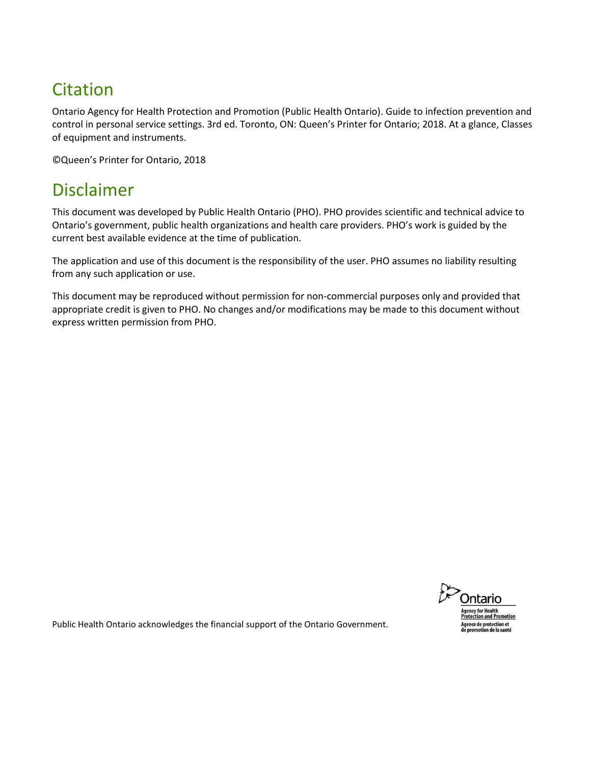## Citation

Ontario Agency for Health Protection and Promotion (Public Health Ontario). Guide to infection prevention and control in personal service settings. 3rd ed. Toronto, ON: Queen's Printer for Ontario; 2018. At a glance, Classes of equipment and instruments.

©Queen's Printer for Ontario, 2018

## Disclaimer

This document was developed by Public Health Ontario (PHO). PHO provides scientific and technical advice to Ontario's government, public health organizations and health care providers. PHO's work is guided by the current best available evidence at the time of publication.

The application and use of this document is the responsibility of the user. PHO assumes no liability resulting from any such application or use.

This document may be reproduced without permission for non-commercial purposes only and provided that appropriate credit is given to PHO. No changes and/or modifications may be made to this document without express written permission from PHO.

Public Health Ontario acknowledges the financial support of the Ontario Government.

Ontario
Agency for Health Protection and Promotion
Agence de protection et de promotion de la santé